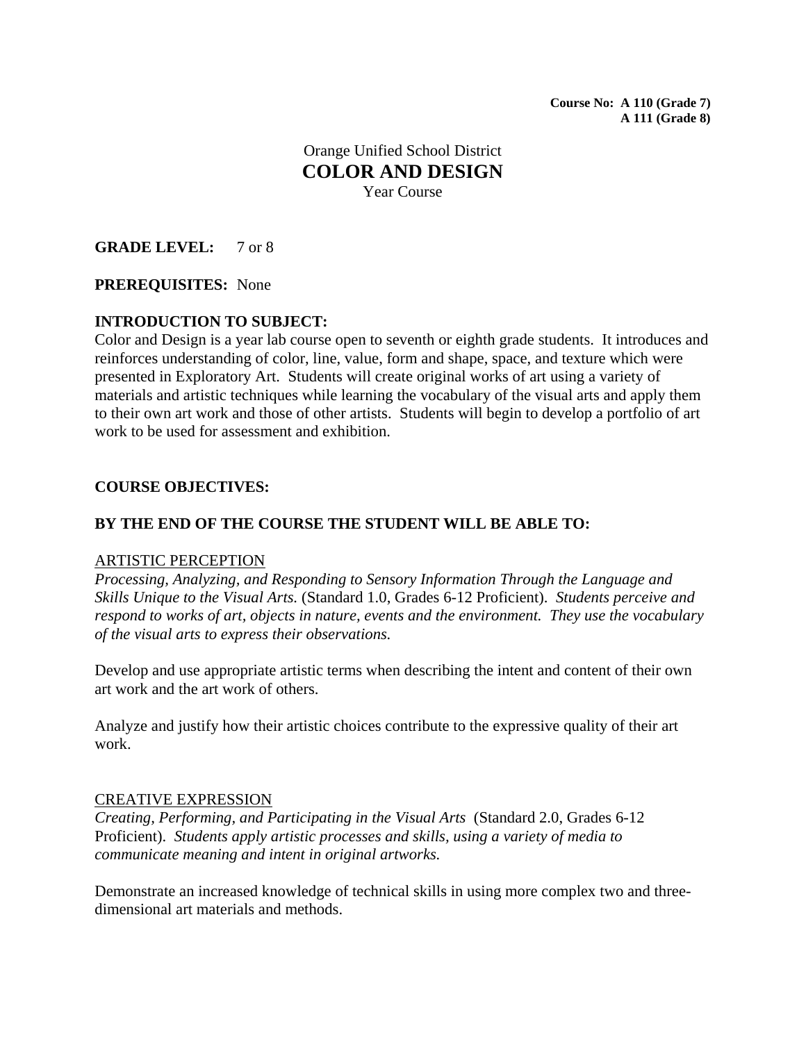**Course No: A 110 (Grade 7)**
**A 111 (Grade 8)**

Orange Unified School District

# COLOR AND DESIGN

Year Course

**GRADE LEVEL:** 7 or 8

**PREREQUISITES:** None

**INTRODUCTION TO SUBJECT:**
Color and Design is a year lab course open to seventh or eighth grade students. It introduces and reinforces understanding of color, line, value, form and shape, space, and texture which were presented in Exploratory Art. Students will create original works of art using a variety of materials and artistic techniques while learning the vocabulary of the visual arts and apply them to their own art work and those of other artists. Students will begin to develop a portfolio of art work to be used for assessment and exhibition.

**COURSE OBJECTIVES:**

**BY THE END OF THE COURSE THE STUDENT WILL BE ABLE TO:**

<u>ARTISTIC PERCEPTION</u>
*Processing, Analyzing, and Responding to Sensory Information Through the Language and Skills Unique to the Visual Arts.* (Standard 1.0, Grades 6-12 Proficient). *Students perceive and respond to works of art, objects in nature, events and the environment. They use the vocabulary of the visual arts to express their observations.*

Develop and use appropriate artistic terms when describing the intent and content of their own art work and the art work of others.

Analyze and justify how their artistic choices contribute to the expressive quality of their art work.

<u>CREATIVE EXPRESSION</u>
*Creating, Performing, and Participating in the Visual Arts* (Standard 2.0, Grades 6-12 Proficient). *Students apply artistic processes and skills, using a variety of media to communicate meaning and intent in original artworks.*

Demonstrate an increased knowledge of technical skills in using more complex two and three-dimensional art materials and methods.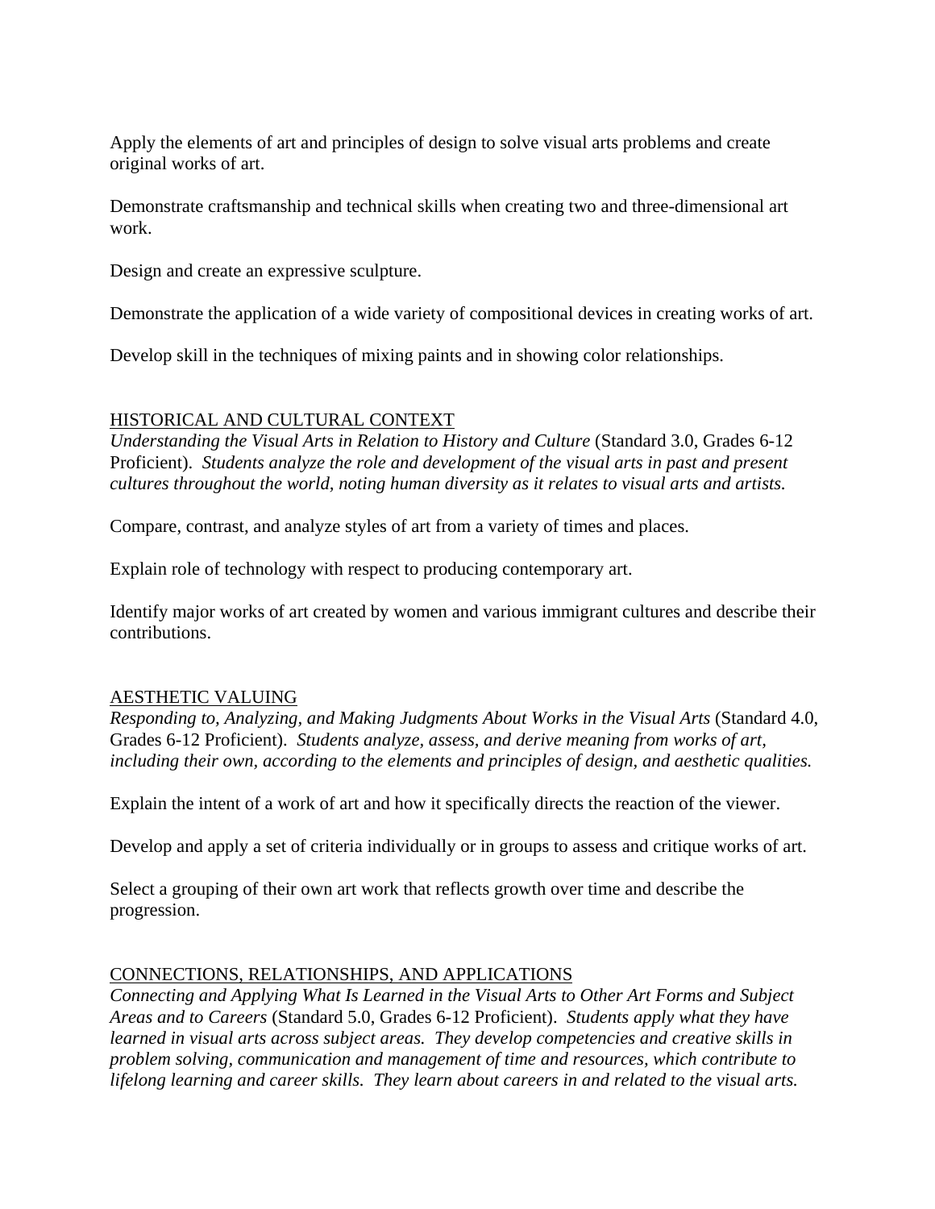Apply the elements of art and principles of design to solve visual arts problems and create original works of art.

Demonstrate craftsmanship and technical skills when creating two and three-dimensional art work.

Design and create an expressive sculpture.

Demonstrate the application of a wide variety of compositional devices in creating works of art.

Develop skill in the techniques of mixing paints and in showing color relationships.

## HISTORICAL AND CULTURAL CONTEXT

*Understanding the Visual Arts in Relation to History and Culture* (Standard 3.0, Grades 6-12 Proficient). *Students analyze the role and development of the visual arts in past and present cultures throughout the world, noting human diversity as it relates to visual arts and artists.*

Compare, contrast, and analyze styles of art from a variety of times and places.

Explain role of technology with respect to producing contemporary art.

Identify major works of art created by women and various immigrant cultures and describe their contributions.

## AESTHETIC VALUING

*Responding to, Analyzing, and Making Judgments About Works in the Visual Arts* (Standard 4.0, Grades 6-12 Proficient). *Students analyze, assess, and derive meaning from works of art, including their own, according to the elements and principles of design, and aesthetic qualities.*

Explain the intent of a work of art and how it specifically directs the reaction of the viewer.

Develop and apply a set of criteria individually or in groups to assess and critique works of art.

Select a grouping of their own art work that reflects growth over time and describe the progression.

## CONNECTIONS, RELATIONSHIPS, AND APPLICATIONS

*Connecting and Applying What Is Learned in the Visual Arts to Other Art Forms and Subject Areas and to Careers* (Standard 5.0, Grades 6-12 Proficient). *Students apply what they have learned in visual arts across subject areas. They develop competencies and creative skills in problem solving, communication and management of time and resources, which contribute to lifelong learning and career skills. They learn about careers in and related to the visual arts.*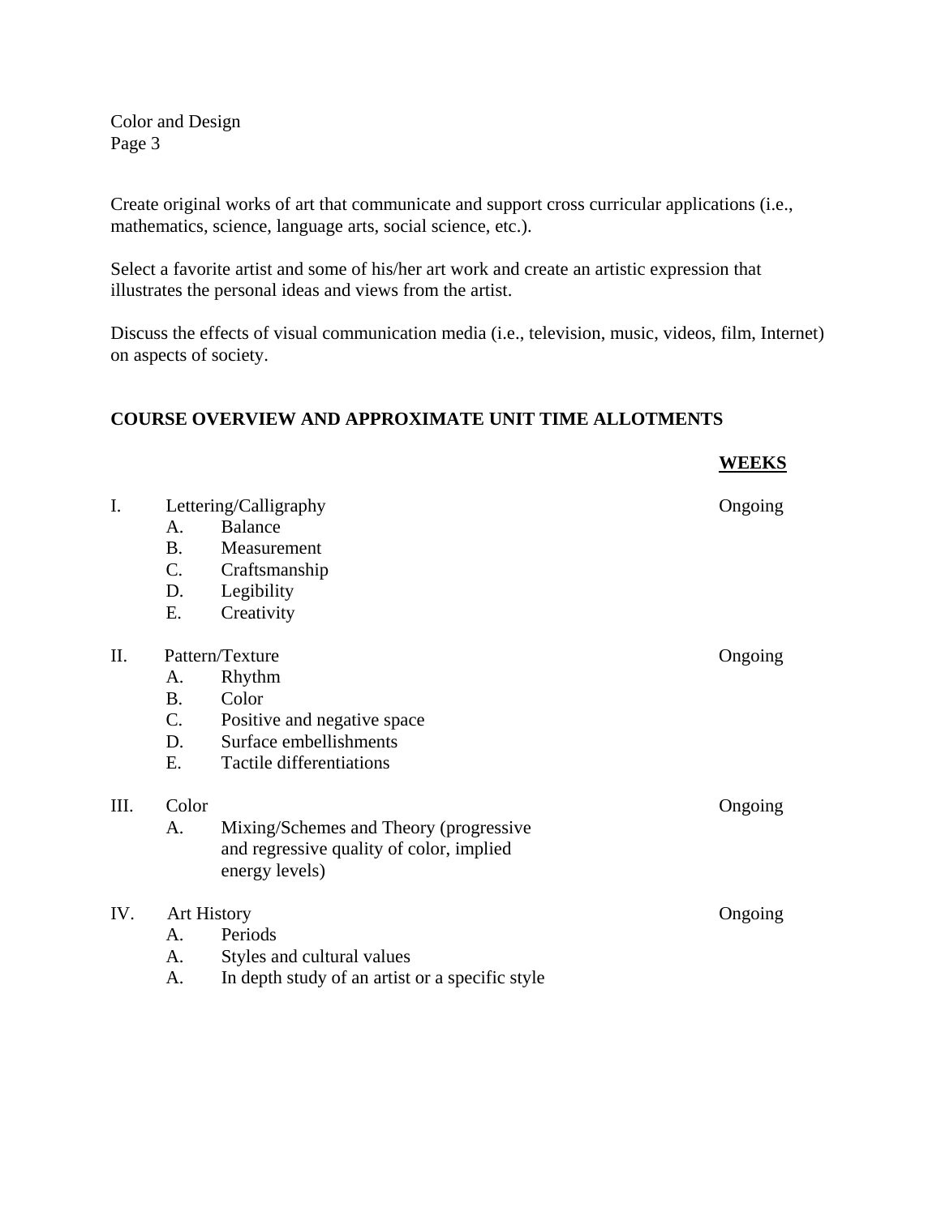Create original works of art that communicate and support cross curricular applications (i.e., mathematics, science, language arts, social science, etc.).

Select a favorite artist and some of his/her art work and create an artistic expression that illustrates the personal ideas and views from the artist.

Discuss the effects of visual communication media (i.e., television, music, videos, film, Internet) on aspects of society.

## COURSE OVERVIEW AND APPROXIMATE UNIT TIME ALLOTMENTS

| | | <u>**WEEKS**</u> |
|---|---|---|
| I. | Lettering/Calligraphy | Ongoing |
| | A. Balance | |
| | B. Measurement | |
| | C. Craftsmanship | |
| | D. Legibility | |
| | E. Creativity | |
| II. | Pattern/Texture | Ongoing |
| | A. Rhythm | |
| | B. Color | |
| | C. Positive and negative space | |
| | D. Surface embellishments | |
| | E. Tactile differentiations | |
| III. | Color | Ongoing |
| | A. Mixing/Schemes and Theory (progressive and regressive quality of color, implied energy levels) | |
| IV. | Art History | Ongoing |
| | A. Periods | |
| | A. Styles and cultural values | |
| | A. In depth study of an artist or a specific style | |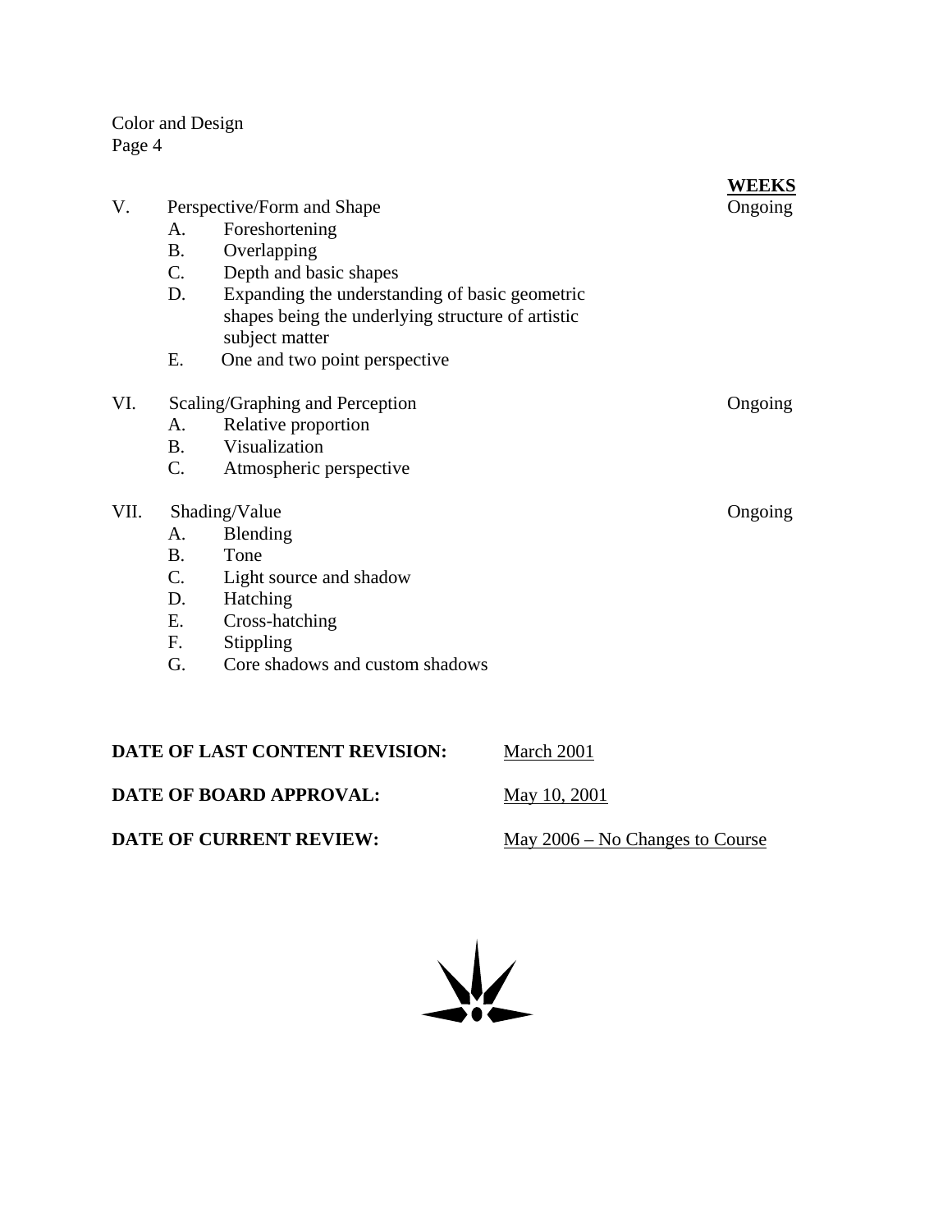**WEEKS**

V. Perspective/Form and Shape — Ongoing

- A. Foreshortening
- B. Overlapping
- C. Depth and basic shapes
- D. Expanding the understanding of basic geometric shapes being the underlying structure of artistic subject matter
- E. One and two point perspective

VI. Scaling/Graphing and Perception — Ongoing

- A. Relative proportion
- B. Visualization
- C. Atmospheric perspective

VII. Shading/Value — Ongoing

- A. Blending
- B. Tone
- C. Light source and shadow
- D. Hatching
- E. Cross-hatching
- F. Stippling
- G. Core shadows and custom shadows

**DATE OF LAST CONTENT REVISION:** March 2001

**DATE OF BOARD APPROVAL:** May 10, 2001

**DATE OF CURRENT REVIEW:** May 2006 – No Changes to Course